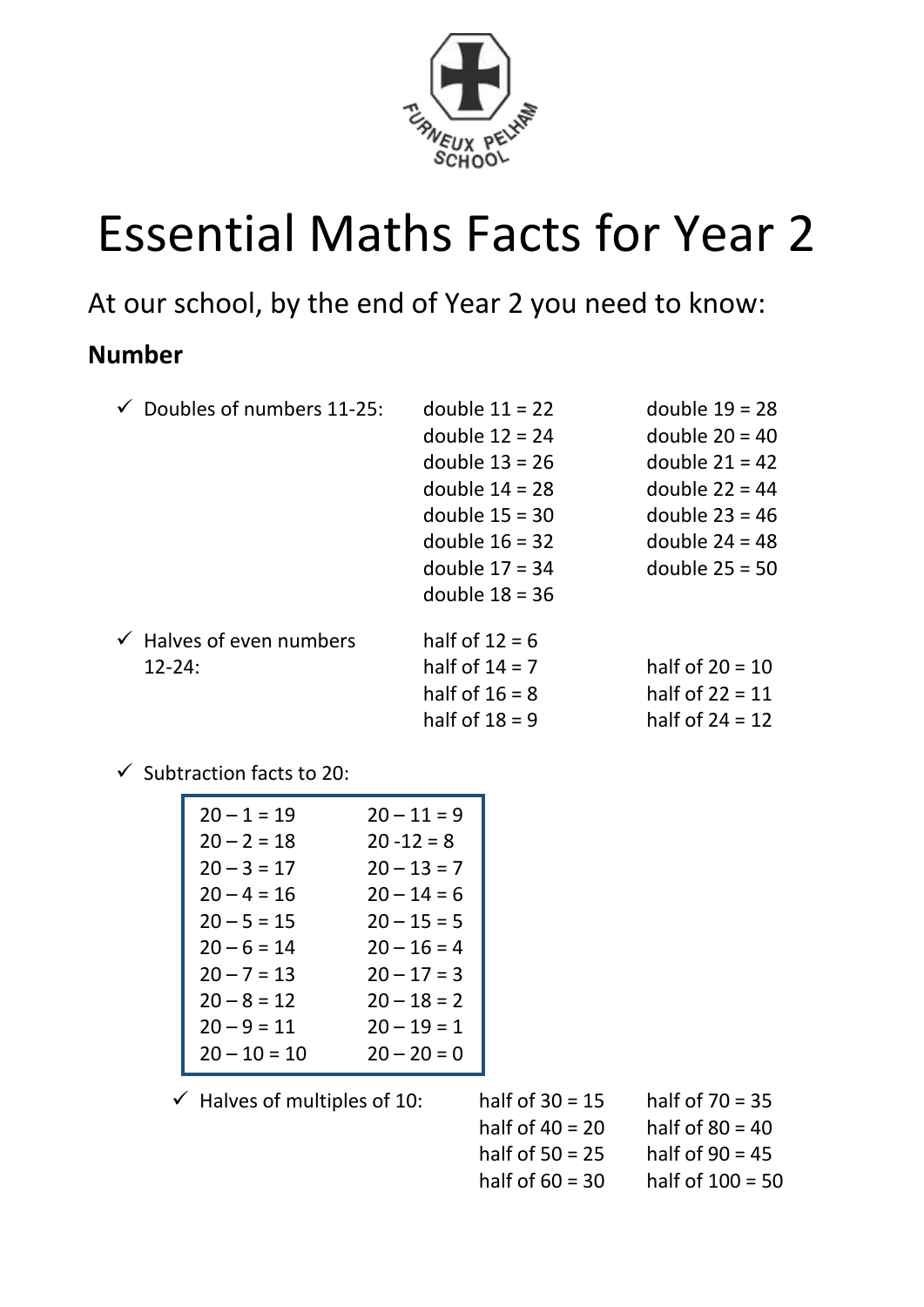FURNEUX PELHAM SCHOOL

# Essential Maths Facts for Year 2

At our school, by the end of Year 2 you need to know:

## Number

- ✓ Doubles of numbers 11-25:

| | |
|---|---|
| double 11 = 22 | double 19 = 28 |
| double 12 = 24 | double 20 = 40 |
| double 13 = 26 | double 21 = 42 |
| double 14 = 28 | double 22 = 44 |
| double 15 = 30 | double 23 = 46 |
| double 16 = 32 | double 24 = 48 |
| double 17 = 34 | double 25 = 50 |
| double 18 = 36 | |

- ✓ Halves of even numbers 12-24:

| | |
|---|---|
| half of 12 = 6 | |
| half of 14 = 7 | half of 20 = 10 |
| half of 16 = 8 | half of 22 = 11 |
| half of 18 = 9 | half of 24 = 12 |

- ✓ Subtraction facts to 20:

| | |
|---|---|
| 20 – 1 = 19 | 20 – 11 = 9 |
| 20 – 2 = 18 | 20 -12 = 8 |
| 20 – 3 = 17 | 20 – 13 = 7 |
| 20 – 4 = 16 | 20 – 14 = 6 |
| 20 – 5 = 15 | 20 – 15 = 5 |
| 20 – 6 = 14 | 20 – 16 = 4 |
| 20 – 7 = 13 | 20 – 17 = 3 |
| 20 – 8 = 12 | 20 – 18 = 2 |
| 20 – 9 = 11 | 20 – 19 = 1 |
| 20 – 10 = 10 | 20 – 20 = 0 |

- ✓ Halves of multiples of 10:

| | |
|---|---|
| half of 30 = 15 | half of 70 = 35 |
| half of 40 = 20 | half of 80 = 40 |
| half of 50 = 25 | half of 90 = 45 |
| half of 60 = 30 | half of 100 = 50 |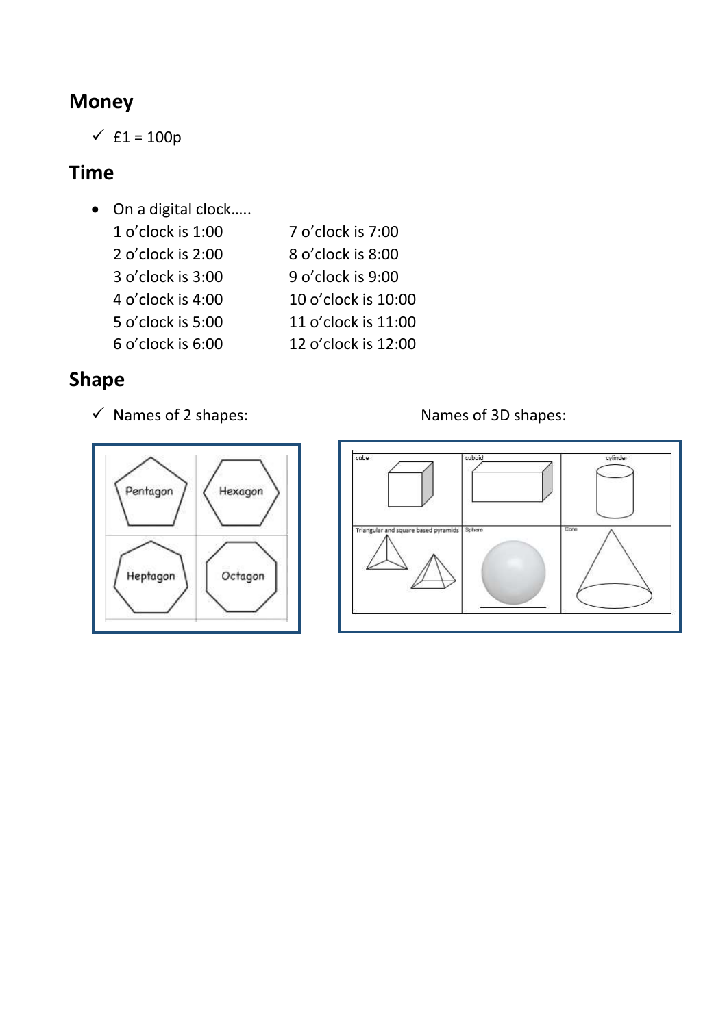## Money

- ✓ £1 = 100p

## Time

- On a digital clock…..

| | |
|---|---|
| 1 o'clock is 1:00 | 7 o'clock is 7:00 |
| 2 o'clock is 2:00 | 8 o'clock is 8:00 |
| 3 o'clock is 3:00 | 9 o'clock is 9:00 |
| 4 o'clock is 4:00 | 10 o'clock is 10:00 |
| 5 o'clock is 5:00 | 11 o'clock is 11:00 |
| 6 o'clock is 6:00 | 12 o'clock is 12:00 |

## Shape

- ✓ Names of 2 shapes:

Pentagon
Hexagon
Heptagon
Octagon

Names of 3D shapes:

cube
cuboid
cylinder
Triangular and square based pyramids
Sphere
Cone